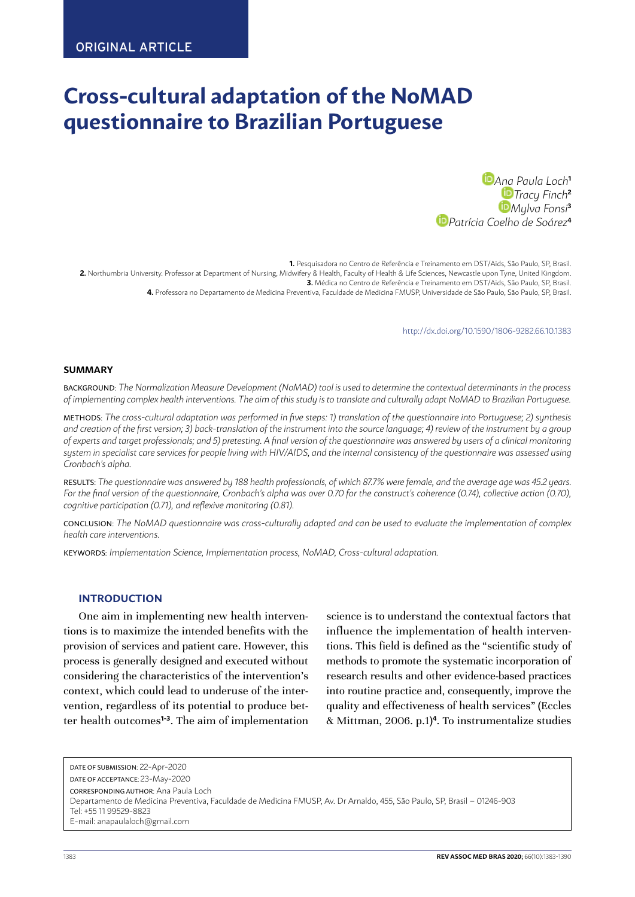ORIGINAL ARTICLE

# Cross-cultural adaptation of the NoMAD questionnaire to Brazilian Portuguese

*Ana Paula Loch*[1]
*Tracy Finch*[2]
*Mylva Fonsi*[3]
*Patrícia Coelho de Soárez*[4]

**1.** Pesquisadora no Centro de Referência e Treinamento em DST/Aids, São Paulo, SP, Brasil.
**2.** Northumbria University. Professor at Department of Nursing, Midwifery & Health, Faculty of Health & Life Sciences, Newcastle upon Tyne, United Kingdom.
**3.** Médica no Centro de Referência e Treinamento em DST/Aids, São Paulo, SP, Brasil.
**4.** Professora no Departamento de Medicina Preventiva, Faculdade de Medicina FMUSP, Universidade de São Paulo, São Paulo, SP, Brasil.

http://dx.doi.org/10.1590/1806-9282.66.10.1383

### SUMMARY

BACKGROUND: *The Normalization Measure Development (NoMAD) tool is used to determine the contextual determinants in the process of implementing complex health interventions. The aim of this study is to translate and culturally adapt NoMAD to Brazilian Portuguese.*

METHODS: *The cross-cultural adaptation was performed in five steps: 1) translation of the questionnaire into Portuguese; 2) synthesis and creation of the first version; 3) back-translation of the instrument into the source language; 4) review of the instrument by a group of experts and target professionals; and 5) pretesting. A final version of the questionnaire was answered by users of a clinical monitoring system in specialist care services for people living with HIV/AIDS, and the internal consistency of the questionnaire was assessed using Cronbach's alpha.*

RESULTS: *The questionnaire was answered by 188 health professionals, of which 87.7% were female, and the average age was 45.2 years. For the final version of the questionnaire, Cronbach's alpha was over 0.70 for the construct's coherence (0.74), collective action (0.70), cognitive participation (0.71), and reflexive monitoring (0.81).*

CONCLUSION: *The NoMAD questionnaire was cross-culturally adapted and can be used to evaluate the implementation of complex health care interventions.*

KEYWORDS: *Implementation Science, Implementation process, NoMAD, Cross-cultural adaptation.*

### INTRODUCTION

One aim in implementing new health interventions is to maximize the intended benefits with the provision of services and patient care. However, this process is generally designed and executed without considering the characteristics of the intervention's context, which could lead to underuse of the intervention, regardless of its potential to produce better health outcomes[1-3]. The aim of implementation science is to understand the contextual factors that influence the implementation of health interventions. This field is defined as the "scientific study of methods to promote the systematic incorporation of research results and other evidence-based practices into routine practice and, consequently, improve the quality and effectiveness of health services" (Eccles & Mittman, 2006. p.1)[4]. To instrumentalize studies

DATE OF SUBMISSION: 22-Apr-2020
DATE OF ACCEPTANCE: 23-May-2020
CORRESPONDING AUTHOR: Ana Paula Loch
Departamento de Medicina Preventiva, Faculdade de Medicina FMUSP, Av. Dr Arnaldo, 455, São Paulo, SP, Brasil – 01246-903
Tel: +55 11 99529-8823
E-mail: anapaulaloch@gmail.com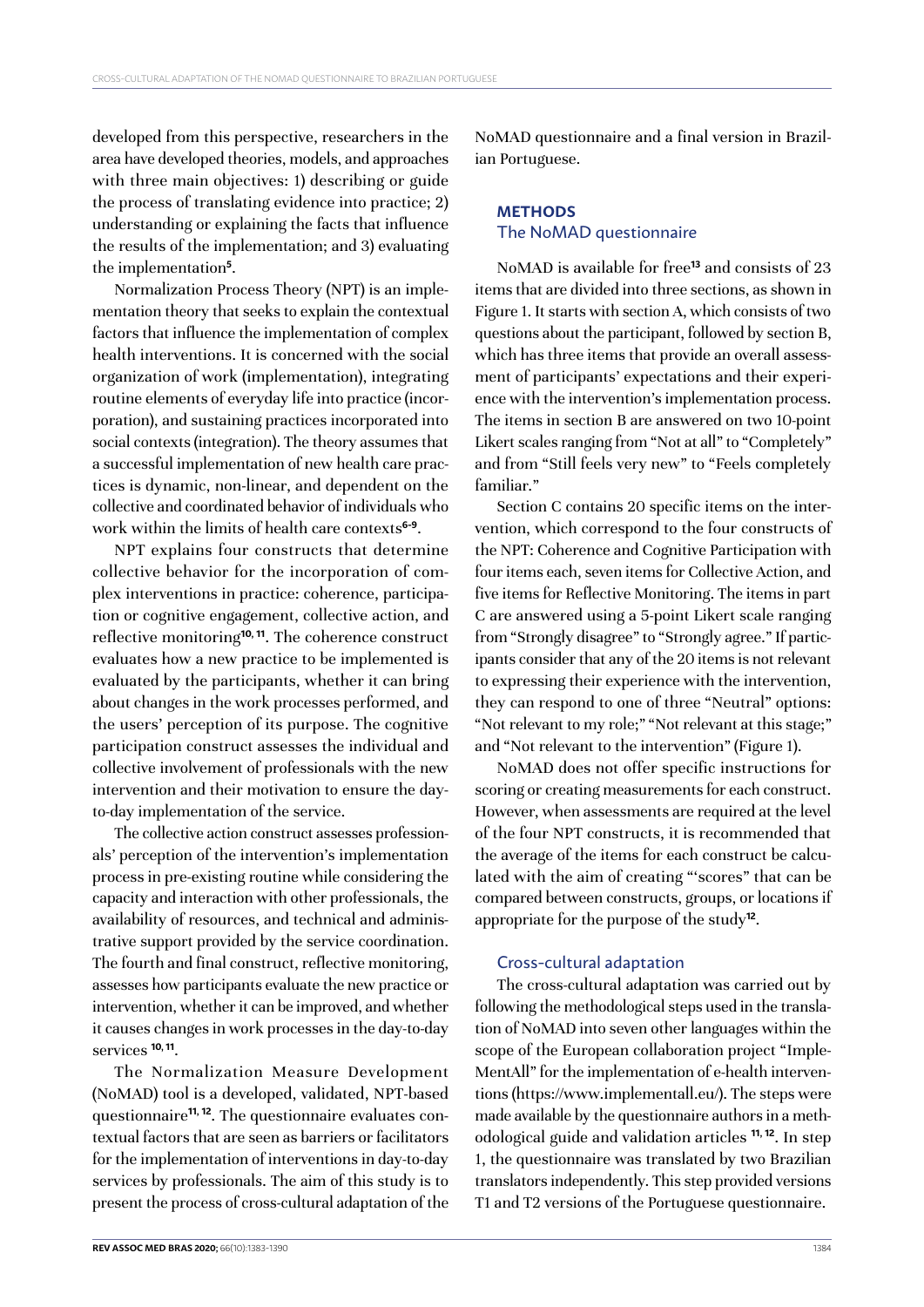developed from this perspective, researchers in the area have developed theories, models, and approaches with three main objectives: 1) describing or guide the process of translating evidence into practice; 2) understanding or explaining the facts that influence the results of the implementation; and 3) evaluating the implementation[5].

Normalization Process Theory (NPT) is an implementation theory that seeks to explain the contextual factors that influence the implementation of complex health interventions. It is concerned with the social organization of work (implementation), integrating routine elements of everyday life into practice (incorporation), and sustaining practices incorporated into social contexts (integration). The theory assumes that a successful implementation of new health care practices is dynamic, non-linear, and dependent on the collective and coordinated behavior of individuals who work within the limits of health care contexts[6-9].

NPT explains four constructs that determine collective behavior for the incorporation of complex interventions in practice: coherence, participation or cognitive engagement, collective action, and reflective monitoring[10, 11]. The coherence construct evaluates how a new practice to be implemented is evaluated by the participants, whether it can bring about changes in the work processes performed, and the users' perception of its purpose. The cognitive participation construct assesses the individual and collective involvement of professionals with the new intervention and their motivation to ensure the day-to-day implementation of the service.

The collective action construct assesses professionals' perception of the intervention's implementation process in pre-existing routine while considering the capacity and interaction with other professionals, the availability of resources, and technical and administrative support provided by the service coordination. The fourth and final construct, reflective monitoring, assesses how participants evaluate the new practice or intervention, whether it can be improved, and whether it causes changes in work processes in the day-to-day services [10, 11].

The Normalization Measure Development (NoMAD) tool is a developed, validated, NPT-based questionnaire[11, 12]. The questionnaire evaluates contextual factors that are seen as barriers or facilitators for the implementation of interventions in day-to-day services by professionals. The aim of this study is to present the process of cross-cultural adaptation of the NoMAD questionnaire and a final version in Brazilian Portuguese.

## METHODS

### The NoMAD questionnaire

NoMAD is available for free[13] and consists of 23 items that are divided into three sections, as shown in Figure 1. It starts with section A, which consists of two questions about the participant, followed by section B, which has three items that provide an overall assessment of participants' expectations and their experience with the intervention's implementation process. The items in section B are answered on two 10-point Likert scales ranging from "Not at all" to "Completely" and from "Still feels very new" to "Feels completely familiar."

Section C contains 20 specific items on the intervention, which correspond to the four constructs of the NPT: Coherence and Cognitive Participation with four items each, seven items for Collective Action, and five items for Reflective Monitoring. The items in part C are answered using a 5-point Likert scale ranging from "Strongly disagree" to "Strongly agree." If participants consider that any of the 20 items is not relevant to expressing their experience with the intervention, they can respond to one of three "Neutral" options: "Not relevant to my role;" "Not relevant at this stage;" and "Not relevant to the intervention" (Figure 1).

NoMAD does not offer specific instructions for scoring or creating measurements for each construct. However, when assessments are required at the level of the four NPT constructs, it is recommended that the average of the items for each construct be calculated with the aim of creating "'scores" that can be compared between constructs, groups, or locations if appropriate for the purpose of the study[12].

### Cross-cultural adaptation

The cross-cultural adaptation was carried out by following the methodological steps used in the translation of NoMAD into seven other languages within the scope of the European collaboration project "ImplementAll" for the implementation of e-health interventions (https://www.implementall.eu/). The steps were made available by the questionnaire authors in a methodological guide and validation articles [11, 12]. In step 1, the questionnaire was translated by two Brazilian translators independently. This step provided versions T1 and T2 versions of the Portuguese questionnaire.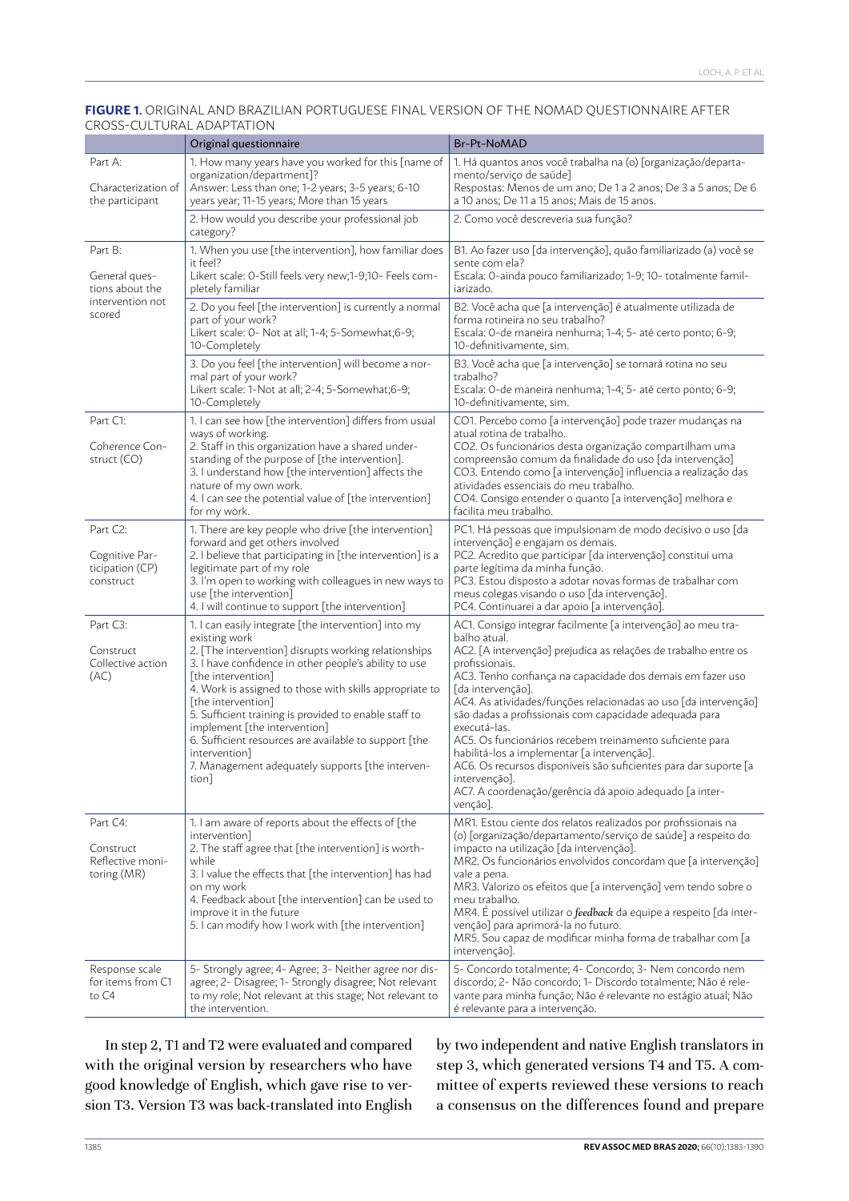**FIGURE 1.** ORIGINAL AND BRAZILIAN PORTUGUESE FINAL VERSION OF THE NOMAD QUESTIONNAIRE AFTER CROSS-CULTURAL ADAPTATION

| | Original questionnaire | Br-Pt-NoMAD |
|---|---|---|
| Part A:<br><br>Characterization of the participant | 1. How many years have you worked for this [name of organization/department]?<br>Answer: Less than one; 1-2 years; 3-5 years; 6-10 years year; 11-15 years; More than 15 years | 1. Há quantos anos você trabalha na (o) [organização/departamento/serviço de saúde]<br>Respostas: Menos de um ano; De 1 a 2 anos; De 3 a 5 anos; De 6 a 10 anos; De 11 a 15 anos; Mais de 15 anos. |
| | 2. How would you describe your professional job category? | 2. Como você descreveria sua função? |
| Part B:<br><br>General questions about the intervention not scored | 1. When you use [the intervention], how familiar does it feel?<br>Likert scale: 0-Still feels very new;1-9;10- Feels completely familiar | B1. Ao fazer uso [da intervenção], quão familiarizado (a) você se sente com ela?<br>Escala: 0-ainda pouco familiarizado; 1-9; 10- totalmente familiarizado. |
| | 2. Do you feel [the intervention] is currently a normal part of your work?<br>Likert scale: 0- Not at all; 1-4; 5-Somewhat;6-9; 10-Completely | B2. Você acha que [a intervenção] é atualmente utilizada de forma rotineira no seu trabalho?<br>Escala: 0-de maneira nenhuma; 1-4; 5- até certo ponto; 6-9; 10-definitivamente, sim. |
| | 3. Do you feel [the intervention] will become a normal part of your work?<br>Likert scale: 1-Not at all; 2-4; 5-Somewhat;6-9; 10-Completely | B3. Você acha que [a intervenção] se tornará rotina no seu trabalho?<br>Escala: 0-de maneira nenhuma; 1-4; 5- até certo ponto; 6-9; 10-definitivamente, sim. |
| Part C1:<br><br>Coherence Construct (CO) | 1. I can see how [the intervention] differs from usual ways of working.<br>2. Staff in this organization have a shared understanding of the purpose of [the intervention].<br>3. I understand how [the intervention] affects the nature of my own work.<br>4. I can see the potential value of [the intervention] for my work. | CO1. Percebo como [a intervenção] pode trazer mudanças na atual rotina de trabalho.<br>CO2. Os funcionários desta organização compartilham uma compreensão comum da finalidade do uso [da intervenção]<br>CO3. Entendo como [a intervenção] influencia a realização das atividades essenciais do meu trabalho.<br>CO4. Consigo entender o quanto [a intervenção] melhora e facilita meu trabalho. |
| Part C2:<br><br>Cognitive Participation (CP) construct | 1. There are key people who drive [the intervention] forward and get others involved<br>2. I believe that participating in [the intervention] is a legitimate part of my role<br>3. I'm open to working with colleagues in new ways to use [the intervention]<br>4. I will continue to support [the intervention] | PC1. Há pessoas que impulsionam de modo decisivo o uso [da intervenção] e engajam os demais.<br>PC2. Acredito que participar [da intervenção] constitui uma parte legítima da minha função.<br>PC3. Estou disposto a adotar novas formas de trabalhar com meus colegas visando o uso [da intervenção].<br>PC4. Continuarei a dar apoio [a intervenção]. |
| Part C3:<br><br>Construct Collective action (AC) | 1. I can easily integrate [the intervention] into my existing work<br>2. [The intervention] disrupts working relationships<br>3. I have confidence in other people's ability to use [the intervention]<br>4. Work is assigned to those with skills appropriate to [the intervention]<br>5. Sufficient training is provided to enable staff to implement [the intervention]<br>6. Sufficient resources are available to support [the intervention]<br>7. Management adequately supports [the intervention] | AC1. Consigo integrar facilmente [a intervenção] ao meu trabalho atual.<br>AC2. [A intervenção] prejudica as relações de trabalho entre os profissionais.<br>AC3. Tenho confiança na capacidade dos demais em fazer uso [da intervenção].<br>AC4. As atividades/funções relacionadas ao uso [da intervenção] são dadas a profissionais com capacidade adequada para executá-las.<br>AC5. Os funcionários recebem treinamento suficiente para habilitá-los a implementar [a intervenção].<br>AC6. Os recursos disponíveis são suficientes para dar suporte [a intervenção].<br>AC7. A coordenação/gerência dá apoio adequado [a intervenção]. |
| Part C4:<br><br>Construct Reflective monitoring (MR) | 1. I am aware of reports about the effects of [the intervention]<br>2. The staff agree that [the intervention] is worthwhile<br>3. I value the effects that [the intervention] has had on my work<br>4. Feedback about [the intervention] can be used to improve it in the future<br>5. I can modify how I work with [the intervention] | MR1. Estou ciente dos relatos realizados por profissionais na (o) [organização/departamento/serviço de saúde] a respeito do impacto na utilização [da intervenção].<br>MR2. Os funcionários envolvidos concordam que [a intervenção] vale a pena.<br>MR3. Valorizo os efeitos que [a intervenção] vem tendo sobre o meu trabalho.<br>MR4. É possível utilizar o ***feedback*** da equipe a respeito [da intervenção] para aprimorá-la no futuro.<br>MR5. Sou capaz de modificar minha forma de trabalhar com [a intervenção]. |
| Response scale for items from C1 to C4 | 5- Strongly agree; 4- Agree; 3- Neither agree nor disagree; 2- Disagree; 1- Strongly disagree; Not relevant to my role; Not relevant at this stage; Not relevant to the intervention. | 5- Concordo totalmente; 4- Concordo; 3- Nem concordo nem discordo; 2- Não concordo; 1- Discordo totalmente; Não é relevante para minha função; Não é relevante no estágio atual; Não é relevante para a intervenção. |

In step 2, T1 and T2 were evaluated and compared with the original version by researchers who have good knowledge of English, which gave rise to version T3. Version T3 was back-translated into English by two independent and native English translators in step 3, which generated versions T4 and T5. A committee of experts reviewed these versions to reach a consensus on the differences found and prepare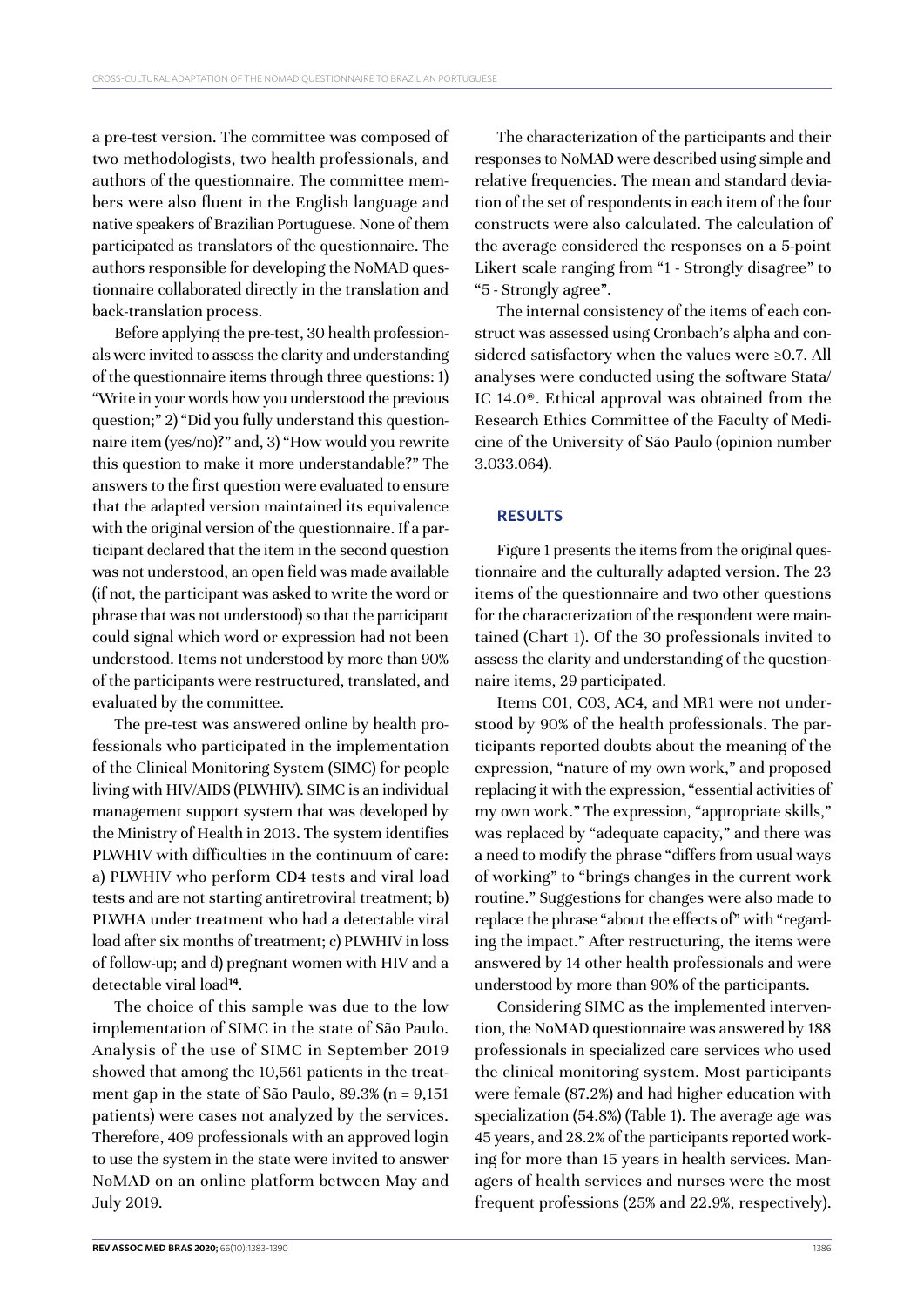a pre-test version. The committee was composed of two methodologists, two health professionals, and authors of the questionnaire. The committee members were also fluent in the English language and native speakers of Brazilian Portuguese. None of them participated as translators of the questionnaire. The authors responsible for developing the NoMAD questionnaire collaborated directly in the translation and back-translation process.

Before applying the pre-test, 30 health professionals were invited to assess the clarity and understanding of the questionnaire items through three questions: 1) "Write in your words how you understood the previous question;" 2) "Did you fully understand this questionnaire item (yes/no)?" and, 3) "How would you rewrite this question to make it more understandable?" The answers to the first question were evaluated to ensure that the adapted version maintained its equivalence with the original version of the questionnaire. If a participant declared that the item in the second question was not understood, an open field was made available (if not, the participant was asked to write the word or phrase that was not understood) so that the participant could signal which word or expression had not been understood. Items not understood by more than 90% of the participants were restructured, translated, and evaluated by the committee.

The pre-test was answered online by health professionals who participated in the implementation of the Clinical Monitoring System (SIMC) for people living with HIV/AIDS (PLWHIV). SIMC is an individual management support system that was developed by the Ministry of Health in 2013. The system identifies PLWHIV with difficulties in the continuum of care: a) PLWHIV who perform CD4 tests and viral load tests and are not starting antiretroviral treatment; b) PLWHA under treatment who had a detectable viral load after six months of treatment; c) PLWHIV in loss of follow-up; and d) pregnant women with HIV and a detectable viral load[14].

The choice of this sample was due to the low implementation of SIMC in the state of São Paulo. Analysis of the use of SIMC in September 2019 showed that among the 10,561 patients in the treatment gap in the state of São Paulo, 89.3% (n = 9,151 patients) were cases not analyzed by the services. Therefore, 409 professionals with an approved login to use the system in the state were invited to answer NoMAD on an online platform between May and July 2019.

The characterization of the participants and their responses to NoMAD were described using simple and relative frequencies. The mean and standard deviation of the set of respondents in each item of the four constructs were also calculated. The calculation of the average considered the responses on a 5-point Likert scale ranging from "1 - Strongly disagree" to "5 - Strongly agree".

The internal consistency of the items of each construct was assessed using Cronbach's alpha and considered satisfactory when the values were ≥0.7. All analyses were conducted using the software Stata/IC 14.0®. Ethical approval was obtained from the Research Ethics Committee of the Faculty of Medicine of the University of São Paulo (opinion number 3.033.064).

## RESULTS

Figure 1 presents the items from the original questionnaire and the culturally adapted version. The 23 items of the questionnaire and two other questions for the characterization of the respondent were maintained (Chart 1). Of the 30 professionals invited to assess the clarity and understanding of the questionnaire items, 29 participated.

Items C01, C03, AC4, and MR1 were not understood by 90% of the health professionals. The participants reported doubts about the meaning of the expression, "nature of my own work," and proposed replacing it with the expression, "essential activities of my own work." The expression, "appropriate skills," was replaced by "adequate capacity," and there was a need to modify the phrase "differs from usual ways of working" to "brings changes in the current work routine." Suggestions for changes were also made to replace the phrase "about the effects of" with "regarding the impact." After restructuring, the items were answered by 14 other health professionals and were understood by more than 90% of the participants.

Considering SIMC as the implemented intervention, the NoMAD questionnaire was answered by 188 professionals in specialized care services who used the clinical monitoring system. Most participants were female (87.2%) and had higher education with specialization (54.8%) (Table 1). The average age was 45 years, and 28.2% of the participants reported working for more than 15 years in health services. Managers of health services and nurses were the most frequent professions (25% and 22.9%, respectively).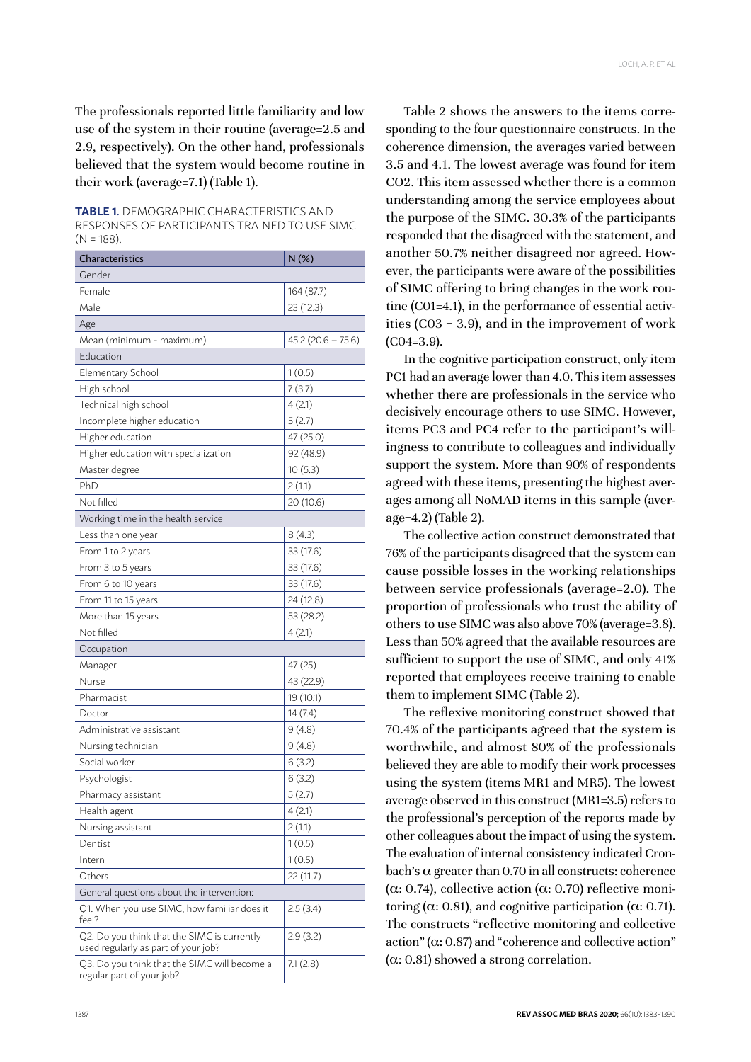The professionals reported little familiarity and low use of the system in their routine (average=2.5 and 2.9, respectively). On the other hand, professionals believed that the system would become routine in their work (average=7.1) (Table 1).

**TABLE 1.** DEMOGRAPHIC CHARACTERISTICS AND RESPONSES OF PARTICIPANTS TRAINED TO USE SIMC (N = 188).

| Characteristics | N (%) |
|---|---|
| Gender | |
| Female | 164 (87.7) |
| Male | 23 (12.3) |
| Age | |
| Mean (minimum - maximum) | 45.2 (20.6 – 75.6) |
| Education | |
| Elementary School | 1 (0.5) |
| High school | 7 (3.7) |
| Technical high school | 4 (2.1) |
| Incomplete higher education | 5 (2.7) |
| Higher education | 47 (25.0) |
| Higher education with specialization | 92 (48.9) |
| Master degree | 10 (5.3) |
| PhD | 2 (1.1) |
| Not filled | 20 (10.6) |
| Working time in the health service | |
| Less than one year | 8 (4.3) |
| From 1 to 2 years | 33 (17.6) |
| From 3 to 5 years | 33 (17.6) |
| From 6 to 10 years | 33 (17.6) |
| From 11 to 15 years | 24 (12.8) |
| More than 15 years | 53 (28.2) |
| Not filled | 4 (2.1) |
| Occupation | |
| Manager | 47 (25) |
| Nurse | 43 (22.9) |
| Pharmacist | 19 (10.1) |
| Doctor | 14 (7.4) |
| Administrative assistant | 9 (4.8) |
| Nursing technician | 9 (4.8) |
| Social worker | 6 (3.2) |
| Psychologist | 6 (3.2) |
| Pharmacy assistant | 5 (2.7) |
| Health agent | 4 (2.1) |
| Nursing assistant | 2 (1.1) |
| Dentist | 1 (0.5) |
| Intern | 1 (0.5) |
| Others | 22 (11.7) |
| General questions about the intervention: | |
| Q1. When you use SIMC, how familiar does it feel? | 2.5 (3.4) |
| Q2. Do you think that the SIMC is currently used regularly as part of your job? | 2.9 (3.2) |
| Q3. Do you think that the SIMC will become a regular part of your job? | 7.1 (2.8) |

Table 2 shows the answers to the items corresponding to the four questionnaire constructs. In the coherence dimension, the averages varied between 3.5 and 4.1. The lowest average was found for item CO2. This item assessed whether there is a common understanding among the service employees about the purpose of the SIMC. 30.3% of the participants responded that the disagreed with the statement, and another 50.7% neither disagreed nor agreed. However, the participants were aware of the possibilities of SIMC offering to bring changes in the work routine (C01=4.1), in the performance of essential activities (C03 = 3.9), and in the improvement of work (C04=3.9).

In the cognitive participation construct, only item PC1 had an average lower than 4.0. This item assesses whether there are professionals in the service who decisively encourage others to use SIMC. However, items PC3 and PC4 refer to the participant's willingness to contribute to colleagues and individually support the system. More than 90% of respondents agreed with these items, presenting the highest averages among all NoMAD items in this sample (average=4.2) (Table 2).

The collective action construct demonstrated that 76% of the participants disagreed that the system can cause possible losses in the working relationships between service professionals (average=2.0). The proportion of professionals who trust the ability of others to use SIMC was also above 70% (average=3.8). Less than 50% agreed that the available resources are sufficient to support the use of SIMC, and only 41% reported that employees receive training to enable them to implement SIMC (Table 2).

The reflexive monitoring construct showed that 70.4% of the participants agreed that the system is worthwhile, and almost 80% of the professionals believed they are able to modify their work processes using the system (items MR1 and MR5). The lowest average observed in this construct (MR1=3.5) refers to the professional's perception of the reports made by other colleagues about the impact of using the system. The evaluation of internal consistency indicated Cronbach's $\alpha$ greater than 0.70 in all constructs: coherence ($\alpha$: 0.74), collective action ($\alpha$: 0.70) reflective monitoring ($\alpha$: 0.81), and cognitive participation ($\alpha$: 0.71). The constructs "reflective monitoring and collective action" ($\alpha$: 0.87) and "coherence and collective action" ($\alpha$: 0.81) showed a strong correlation.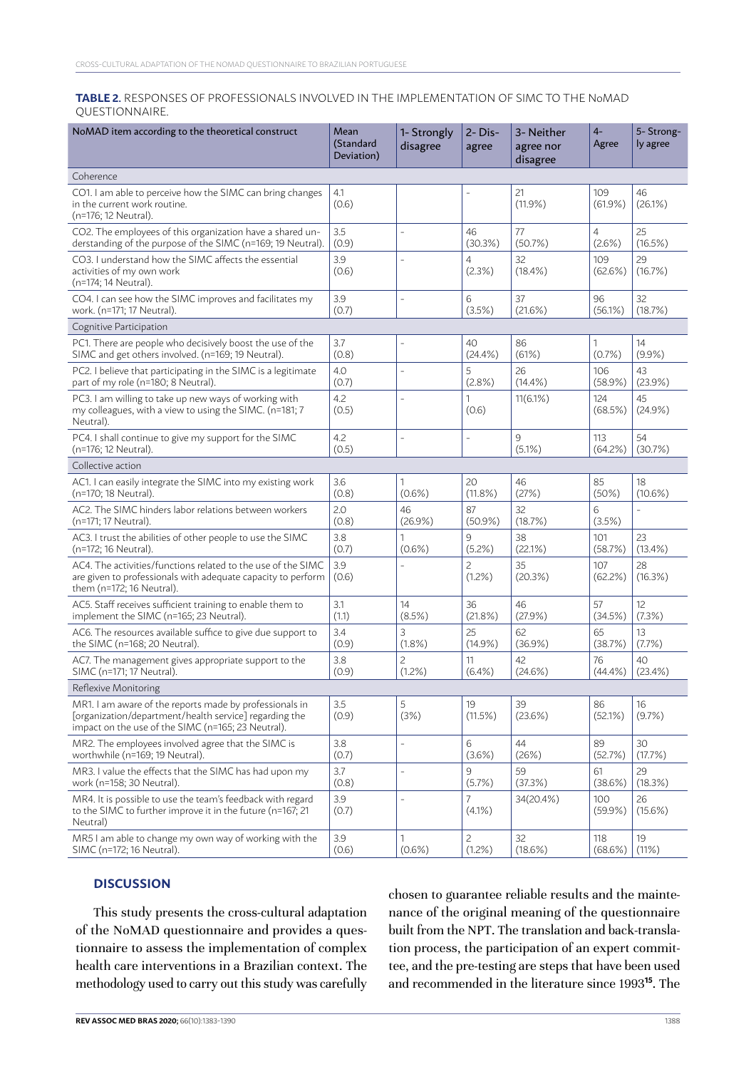**TABLE 2.** RESPONSES OF PROFESSIONALS INVOLVED IN THE IMPLEMENTATION OF SIMC TO THE NoMAD QUESTIONNAIRE.

| NoMAD item according to the theoretical construct | Mean (Standard Deviation) | 1- Strongly disagree | 2- Disagree | 3- Neither agree nor disagree | 4- Agree | 5- Strongly agree |
|---|---|---|---|---|---|---|
| Coherence | | | | | | |
| CO1. I am able to perceive how the SIMC can bring changes in the current work routine. (n=176; 12 Neutral). | 4.1 (0.6) | | - | 21 (11.9%) | 109 (61.9%) | 46 (26.1%) |
| CO2. The employees of this organization have a shared understanding of the purpose of the SIMC (n=169; 19 Neutral). | 3.5 (0.9) | - | 46 (30.3%) | 77 (50.7%) | 4 (2.6%) | 25 (16.5%) |
| CO3. I understand how the SIMC affects the essential activities of my own work (n=174; 14 Neutral). | 3.9 (0.6) | - | 4 (2.3%) | 32 (18.4%) | 109 (62.6%) | 29 (16.7%) |
| CO4. I can see how the SIMC improves and facilitates my work. (n=171; 17 Neutral). | 3.9 (0.7) | - | 6 (3.5%) | 37 (21.6%) | 96 (56.1%) | 32 (18.7%) |
| Cognitive Participation | | | | | | |
| PC1. There are people who decisively boost the use of the SIMC and get others involved. (n=169; 19 Neutral). | 3.7 (0.8) | - | 40 (24.4%) | 86 (61%) | 1 (0.7%) | 14 (9.9%) |
| PC2. I believe that participating in the SIMC is a legitimate part of my role (n=180; 8 Neutral). | 4.0 (0.7) | - | 5 (2.8%) | 26 (14.4%) | 106 (58.9%) | 43 (23.9%) |
| PC3. I am willing to take up new ways of working with my colleagues, with a view to using the SIMC. (n=181; 7 Neutral). | 4.2 (0.5) | - | 1 (0.6) | 11(6.1%) | 124 (68.5%) | 45 (24.9%) |
| PC4. I shall continue to give my support for the SIMC (n=176; 12 Neutral). | 4.2 (0.5) | - | - | 9 (5.1%) | 113 (64.2%) | 54 (30.7%) |
| Collective action | | | | | | |
| AC1. I can easily integrate the SIMC into my existing work (n=170; 18 Neutral). | 3.6 (0.8) | 1 (0.6%) | 20 (11.8%) | 46 (27%) | 85 (50%) | 18 (10.6%) |
| AC2. The SIMC hinders labor relations between workers (n=171; 17 Neutral). | 2.0 (0.8) | 46 (26.9%) | 87 (50.9%) | 32 (18.7%) | 6 (3.5%) | - |
| AC3. I trust the abilities of other people to use the SIMC (n=172; 16 Neutral). | 3.8 (0.7) | 1 (0.6%) | 9 (5.2%) | 38 (22.1%) | 101 (58.7%) | 23 (13.4%) |
| AC4. The activities/functions related to the use of the SIMC are given to professionals with adequate capacity to perform them (n=172; 16 Neutral). | 3.9 (0.6) | - | 2 (1.2%) | 35 (20.3%) | 107 (62.2%) | 28 (16.3%) |
| AC5. Staff receives sufficient training to enable them to implement the SIMC (n=165; 23 Neutral). | 3.1 (1.1) | 14 (8.5%) | 36 (21.8%) | 46 (27.9%) | 57 (34.5%) | 12 (7.3%) |
| AC6. The resources available suffice to give due support to the SIMC (n=168; 20 Neutral). | 3.4 (0.9) | 3 (1.8%) | 25 (14.9%) | 62 (36.9%) | 65 (38.7%) | 13 (7.7%) |
| AC7. The management gives appropriate support to the SIMC (n=171; 17 Neutral). | 3.8 (0.9) | 2 (1.2%) | 11 (6.4%) | 42 (24.6%) | 76 (44.4%) | 40 (23.4%) |
| Reflexive Monitoring | | | | | | |
| MR1. I am aware of the reports made by professionals in [organization/department/health service] regarding the impact on the use of the SIMC (n=165; 23 Neutral). | 3.5 (0.9) | 5 (3%) | 19 (11.5%) | 39 (23.6%) | 86 (52.1%) | 16 (9.7%) |
| MR2. The employees involved agree that the SIMC is worthwhile (n=169; 19 Neutral). | 3.8 (0.7) | - | 6 (3.6%) | 44 (26%) | 89 (52.7%) | 30 (17.7%) |
| MR3. I value the effects that the SIMC has had upon my work (n=158; 30 Neutral). | 3.7 (0.8) | - | 9 (5.7%) | 59 (37.3%) | 61 (38.6%) | 29 (18.3%) |
| MR4. It is possible to use the team's feedback with regard to the SIMC to further improve it in the future (n=167; 21 Neutral) | 3.9 (0.7) | - | 7 (4.1%) | 34(20.4%) | 100 (59.9%) | 26 (15.6%) |
| MR5 I am able to change my own way of working with the SIMC (n=172; 16 Neutral). | 3.9 (0.6) | 1 (0.6%) | 2 (1.2%) | 32 (18.6%) | 118 (68.6%) | 19 (11%) |

## DISCUSSION

This study presents the cross-cultural adaptation of the NoMAD questionnaire and provides a questionnaire to assess the implementation of complex health care interventions in a Brazilian context. The methodology used to carry out this study was carefully chosen to guarantee reliable results and the maintenance of the original meaning of the questionnaire built from the NPT. The translation and back-translation process, the participation of an expert committee, and the pre-testing are steps that have been used and recommended in the literature since 1993[15]. The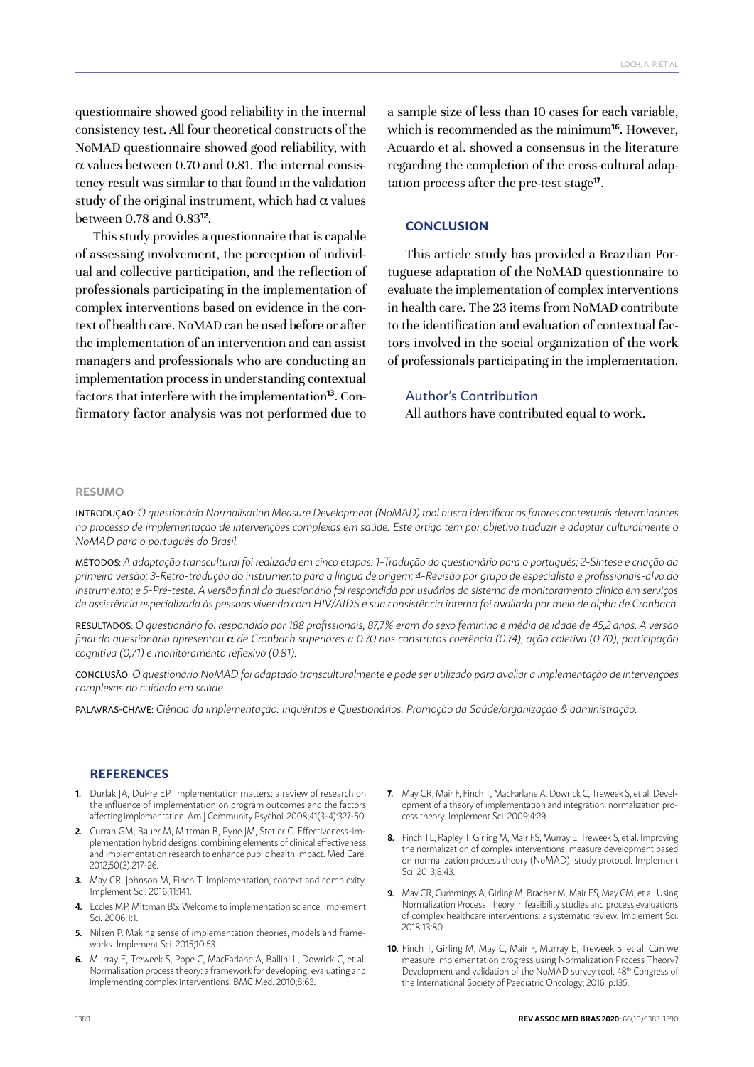questionnaire showed good reliability in the internal consistency test. All four theoretical constructs of the NoMAD questionnaire showed good reliability, with $\alpha$ values between 0.70 and 0.81. The internal consistency result was similar to that found in the validation study of the original instrument, which had $\alpha$ values between 0.78 and 0.83[12].

This study provides a questionnaire that is capable of assessing involvement, the perception of individual and collective participation, and the reflection of professionals participating in the implementation of complex interventions based on evidence in the context of health care. NoMAD can be used before or after the implementation of an intervention and can assist managers and professionals who are conducting an implementation process in understanding contextual factors that interfere with the implementation[13]. Confirmatory factor analysis was not performed due to a sample size of less than 10 cases for each variable, which is recommended as the minimum[16]. However, Acuardo et al. showed a consensus in the literature regarding the completion of the cross-cultural adaptation process after the pre-test stage[17].

## CONCLUSION

This article study has provided a Brazilian Portuguese adaptation of the NoMAD questionnaire to evaluate the implementation of complex interventions in health care. The 23 items from NoMAD contribute to the identification and evaluation of contextual factors involved in the social organization of the work of professionals participating in the implementation.

### Author's Contribution

All authors have contributed equal to work.

## RESUMO

INTRODUÇÃO: *O questionário Normalisation Measure Development (NoMAD) tool busca identificar os fatores contextuais determinantes no processo de implementação de intervenções complexas em saúde. Este artigo tem por objetivo traduzir e adaptar culturalmente o NoMAD para o português do Brasil.*

MÉTODOS: *A adaptação transcultural foi realizada em cinco etapas: 1-Tradução do questionário para o português; 2-Síntese e criação da primeira versão; 3-Retro-tradução do instrumento para a língua de origem; 4-Revisão por grupo de especialista e profissionais-alvo do instrumento; e 5-Pré-teste. A versão final do questionário foi respondida por usuários do sistema de monitoramento clínico em serviços de assistência especializada às pessoas vivendo com HIV/AIDS e sua consistência interna foi avaliada por meio de alpha de Cronbach.*

RESULTADOS: *O questionário foi respondido por 188 profissionais, 87,7% eram do sexo feminino e média de idade de 45,2 anos. A versão final do questionário apresentou $\alpha$ de Cronbach superiores a 0.70 nos construtos coerência (0.74), ação coletiva (0.70), participação cognitiva (0,71) e monitoramento reflexivo (0.81).*

CONCLUSÃO: *O questionário NoMAD foi adaptado transculturalmente e pode ser utilizado para avaliar a implementação de intervenções complexas no cuidado em saúde.*

PALAVRAS-CHAVE: *Ciência da implementação. Inquéritos e Questionários. Promoção da Saúde/organização & administração.*

## REFERENCES

1. Durlak JA, DuPre EP. Implementation matters: a review of research on the influence of implementation on program outcomes and the factors affecting implementation. Am J Community Psychol. 2008;41(3-4):327-50.
2. Curran GM, Bauer M, Mittman B, Pyne JM, Stetler C. Effectiveness-implementation hybrid designs: combining elements of clinical effectiveness and implementation research to enhance public health impact. Med Care. 2012;50(3):217-26.
3. May CR, Johnson M, Finch T. Implementation, context and complexity. Implement Sci. 2016;11:141.
4. Eccles MP, Mittman BS. Welcome to implementation science. Implement Sci. 2006;1:1.
5. Nilsen P. Making sense of implementation theories, models and frameworks. Implement Sci. 2015;10:53.
6. Murray E, Treweek S, Pope C, MacFarlane A, Ballini L, Dowrick C, et al. Normalisation process theory: a framework for developing, evaluating and implementing complex interventions. BMC Med. 2010;8:63.
7. May CR, Mair F, Finch T, MacFarlane A, Dowrick C, Treweek S, et al. Development of a theory of implementation and integration: normalization process theory. Implement Sci. 2009;4:29.
8. Finch TL, Rapley T, Girling M, Mair FS, Murray E, Treweek S, et al. Improving the normalization of complex interventions: measure development based on normalization process theory (NoMAD): study protocol. Implement Sci. 2013;8:43.
9. May CR, Cummings A, Girling M, Bracher M, Mair FS, May CM, et al. Using Normalization Process Theory in feasibility studies and process evaluations of complex healthcare interventions: a systematic review. Implement Sci. 2018;13:80.
10. Finch T, Girling M, May C, Mair F, Murray E, Treweek S, et al. Can we measure implementation progress using Normalization Process Theory? Development and validation of the NoMAD survey tool. 48th Congress of the International Society of Paediatric Oncology; 2016. p.135.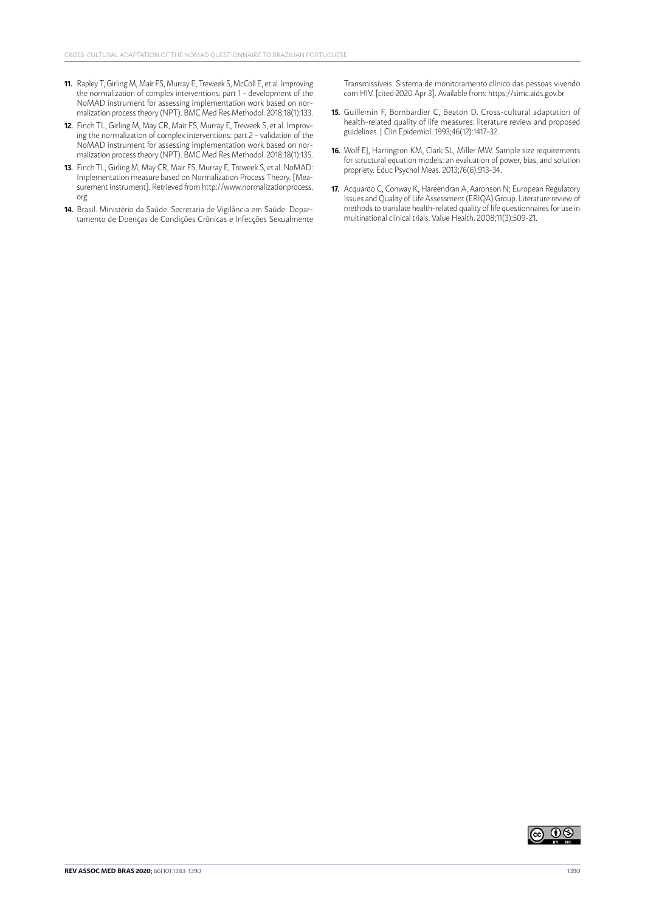11. Rapley T, Girling M, Mair FS, Murray E, Treweek S, McColl E, et al. Improving the normalization of complex interventions: part 1 - development of the NoMAD instrument for assessing implementation work based on normalization process theory (NPT). BMC Med Res Methodol. 2018;18(1):133.

12. Finch TL, Girling M, May CR, Mair FS, Murray E, Treweek S, et al. Improving the normalization of complex interventions: part 2 - validation of the NoMAD instrument for assessing implementation work based on normalization process theory (NPT). BMC Med Res Methodol. 2018;18(1):135.

13. Finch TL, Girling M, May CR, Mair FS, Murray E, Treweek S, et al. NoMAD: Implementation measure based on Normalization Process Theory. [Measurement instrument]. Retrieved from http://www.normalizationprocess.org

14. Brasil. Ministério da Saúde. Secretaria de Vigilância em Saúde. Departamento de Doenças de Condições Crônicas e Infecções Sexualmente Transmissíveis. Sistema de monitoramento clínico das pessoas vivendo com HIV. [cited 2020 Apr 3]. Available from: https://simc.aids.gov.br

15. Guillemin F, Bombardier C, Beaton D. Cross-cultural adaptation of health-related quality of life measures: literature review and proposed guidelines. J Clin Epidemiol. 1993;46(12):1417-32.

16. Wolf EJ, Harrington KM, Clark SL, Miller MW. Sample size requirements for structural equation models: an evaluation of power, bias, and solution propriety. Educ Psychol Meas. 2013;76(6):913-34.

17. Acquardo C, Conway K, Hareendran A, Aaronson N; European Regulatory Issues and Quality of Life Assessment (ERIQA) Group. Literature review of methods to translate health-related quality of life questionnaires for use in multinational clinical trials. Value Health. 2008;11(3):509-21.